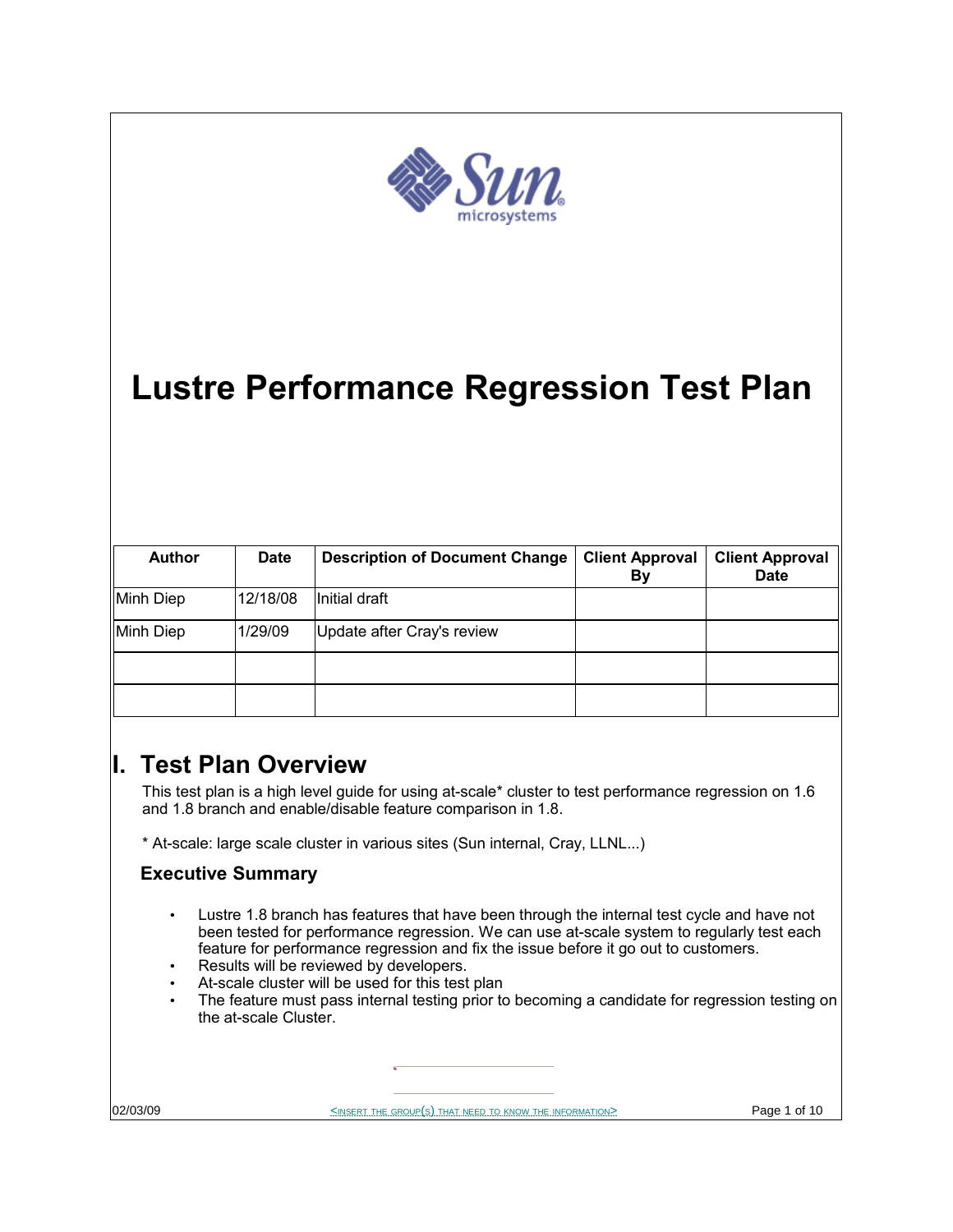# Lustre Performance Regression Test Plan

| Author | Date | Description of Document Change | Client Approval By | Client Approval Date |
|---|---|---|---|---|
| Minh Diep | 12/18/08 | Initial draft | | |
| Minh Diep | 1/29/09 | Update after Cray's review | | |
| | | | | |
| | | | | |

# I. Test Plan Overview

This test plan is a high level guide for using at-scale* cluster to test performance regression on 1.6 and 1.8 branch and enable/disable feature comparison in 1.8.

* At-scale: large scale cluster in various sites (Sun internal, Cray, LLNL...)

## Executive Summary

- Lustre 1.8 branch has features that have been through the internal test cycle and have not been tested for performance regression. We can use at-scale system to regularly test each feature for performance regression and fix the issue before it go out to customers.
- Results will be reviewed by developers.
- At-scale cluster will be used for this test plan
- The feature must pass internal testing prior to becoming a candidate for regression testing on the at-scale Cluster.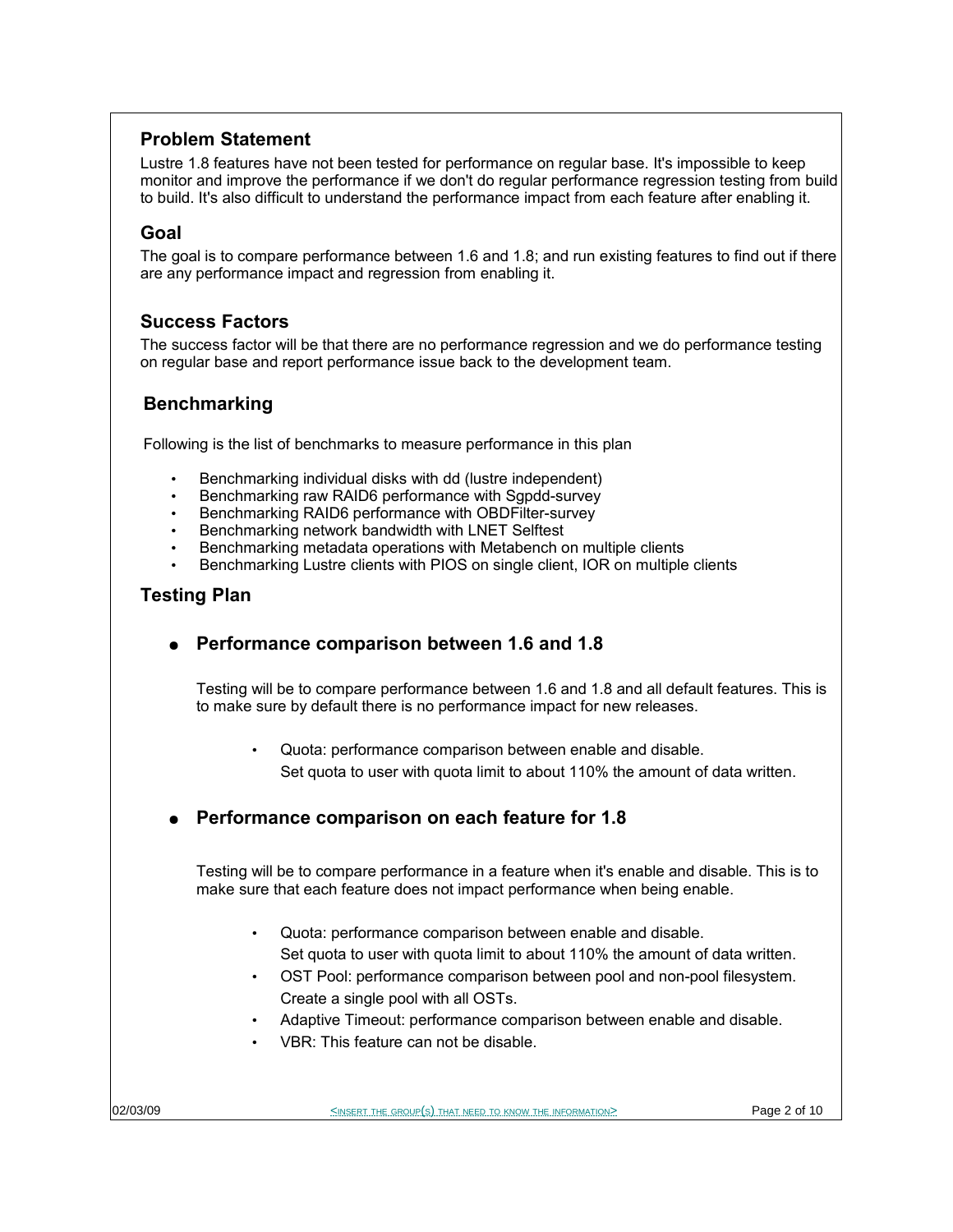## Problem Statement

Lustre 1.8 features have not been tested for performance on regular base. It's impossible to keep monitor and improve the performance if we don't do regular performance regression testing from build to build. It's also difficult to understand the performance impact from each feature after enabling it.

## Goal

The goal is to compare performance between 1.6 and 1.8; and run existing features to find out if there are any performance impact and regression from enabling it.

## Success Factors

The success factor will be that there are no performance regression and we do performance testing on regular base and report performance issue back to the development team.

## Benchmarking

Following is the list of benchmarks to measure performance in this plan

- Benchmarking individual disks with dd (lustre independent)
- Benchmarking raw RAID6 performance with Sgpdd-survey
- Benchmarking RAID6 performance with OBDFilter-survey
- Benchmarking network bandwidth with LNET Selftest
- Benchmarking metadata operations with Metabench on multiple clients
- Benchmarking Lustre clients with PIOS on single client, IOR on multiple clients

## Testing Plan

- **Performance comparison between 1.6 and 1.8**

  Testing will be to compare performance between 1.6 and 1.8 and all default features. This is to make sure by default there is no performance impact for new releases.

  - Quota: performance comparison between enable and disable.
    Set quota to user with quota limit to about 110% the amount of data written.

- **Performance comparison on each feature for 1.8**

  Testing will be to compare performance in a feature when it's enable and disable. This is to make sure that each feature does not impact performance when being enable.

  - Quota: performance comparison between enable and disable.
    Set quota to user with quota limit to about 110% the amount of data written.
  - OST Pool: performance comparison between pool and non-pool filesystem.
    Create a single pool with all OSTs.
  - Adaptive Timeout: performance comparison between enable and disable.
  - VBR: This feature can not be disable.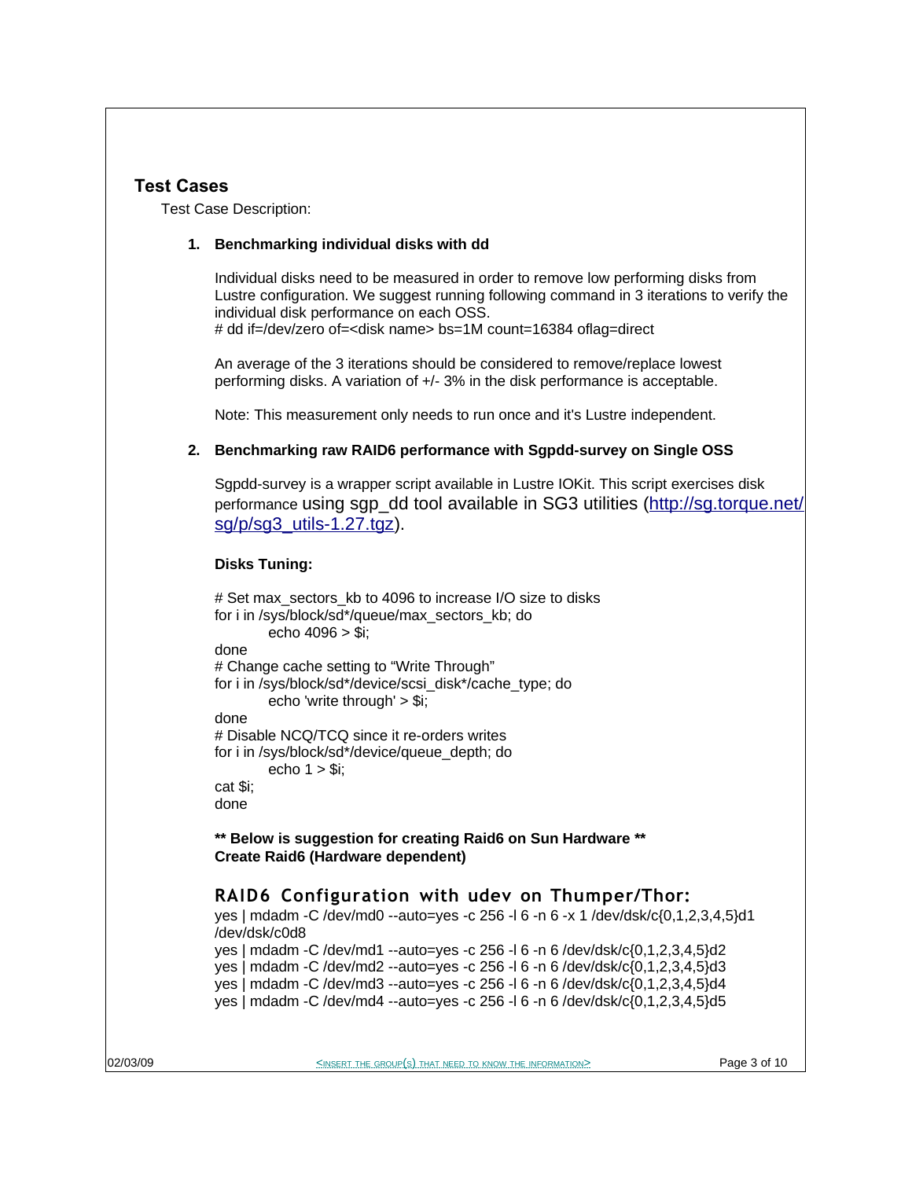## Test Cases

Test Case Description:

1. **Benchmarking individual disks with dd**

   Individual disks need to be measured in order to remove low performing disks from Lustre configuration. We suggest running following command in 3 iterations to verify the individual disk performance on each OSS.

   ```
   # dd if=/dev/zero of=<disk name> bs=1M count=16384 oflag=direct
   ```

   An average of the 3 iterations should be considered to remove/replace lowest performing disks. A variation of +/- 3% in the disk performance is acceptable.

   Note: This measurement only needs to run once and it's Lustre independent.

2. **Benchmarking raw RAID6 performance with Sgpdd-survey on Single OSS**

   Sgpdd-survey is a wrapper script available in Lustre IOKit. This script exercises disk performance using sgp_dd tool available in SG3 utilities ([http://sg.torque.net/sg/p/sg3_utils-1.27.tgz](http://sg.torque.net/sg/p/sg3_utils-1.27.tgz)).

   **Disks Tuning:**

   ```
   # Set max_sectors_kb to 4096 to increase I/O size to disks
   for i in /sys/block/sd*/queue/max_sectors_kb; do
           echo 4096 > $i;
   done
   # Change cache setting to "Write Through"
   for i in /sys/block/sd*/device/scsi_disk*/cache_type; do
           echo 'write through' > $i;
   done
   # Disable NCQ/TCQ since it re-orders writes
   for i in /sys/block/sd*/device/queue_depth; do
           echo 1 > $i;
   cat $i;
   done
   ```

   **\*\* Below is suggestion for creating Raid6 on Sun Hardware \*\***
   **Create Raid6 (Hardware dependent)**

   ### RAID6 Configuration with udev on Thumper/Thor:

   ```
   yes | mdadm -C /dev/md0 --auto=yes -c 256 -l 6 -n 6 -x 1 /dev/dsk/c{0,1,2,3,4,5}d1 /dev/dsk/c0d8
   yes | mdadm -C /dev/md1 --auto=yes -c 256 -l 6 -n 6 /dev/dsk/c{0,1,2,3,4,5}d2
   yes | mdadm -C /dev/md2 --auto=yes -c 256 -l 6 -n 6 /dev/dsk/c{0,1,2,3,4,5}d3
   yes | mdadm -C /dev/md3 --auto=yes -c 256 -l 6 -n 6 /dev/dsk/c{0,1,2,3,4,5}d4
   yes | mdadm -C /dev/md4 --auto=yes -c 256 -l 6 -n 6 /dev/dsk/c{0,1,2,3,4,5}d5
   ```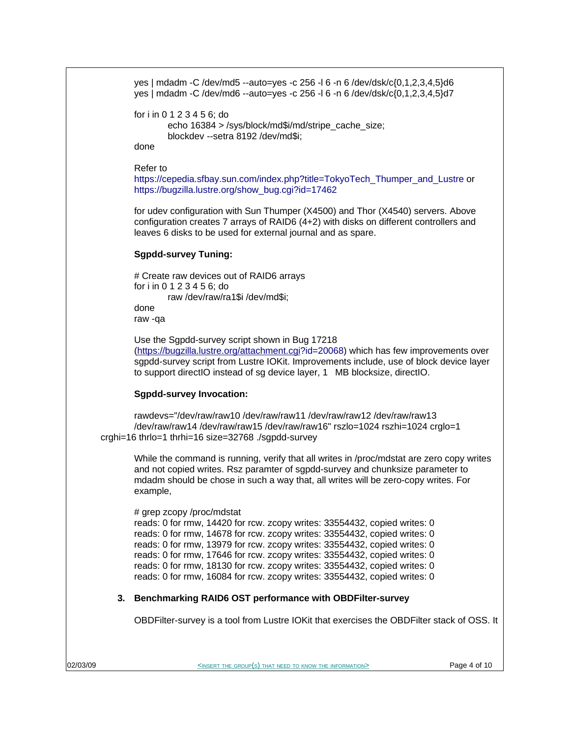```
yes | mdadm -C /dev/md5 --auto=yes -c 256 -l 6 -n 6 /dev/dsk/c{0,1,2,3,4,5}d6
yes | mdadm -C /dev/md6 --auto=yes -c 256 -l 6 -n 6 /dev/dsk/c{0,1,2,3,4,5}d7

for i in 0 1 2 3 4 5 6; do
        echo 16384 > /sys/block/md$i/md/stripe_cache_size;
        blockdev --setra 8192 /dev/md$i;
done
```

Refer to https://cepedia.sfbay.sun.com/index.php?title=TokyoTech_Thumper_and_Lustre or https://bugzilla.lustre.org/show_bug.cgi?id=17462

for udev configuration with Sun Thumper (X4500) and Thor (X4540) servers. Above configuration creates 7 arrays of RAID6 (4+2) with disks on different controllers and leaves 6 disks to be used for external journal and as spare.

**Sgpdd-survey Tuning:**

```
# Create raw devices out of RAID6 arrays
for i in 0 1 2 3 4 5 6; do
        raw /dev/raw/ra1$i /dev/md$i;
done
raw -qa
```

Use the Sgpdd-survey script shown in Bug 17218 (https://bugzilla.lustre.org/attachment.cgi?id=20068) which has few improvements over sgpdd-survey script from Lustre IOKit. Improvements include, use of block device layer to support directIO instead of sg device layer, 1 MB blocksize, directIO.

**Sgpdd-survey Invocation:**

```
rawdevs="/dev/raw/raw10 /dev/raw/raw11 /dev/raw/raw12 /dev/raw/raw13
/dev/raw/raw14 /dev/raw/raw15 /dev/raw/raw16" rszlo=1024 rszhi=1024 crglo=1
crghi=16 thrlo=1 thrhi=16 size=32768 ./sgpdd-survey
```

While the command is running, verify that all writes in /proc/mdstat are zero copy writes and not copied writes. Rsz paramter of sgpdd-survey and chunksize parameter to mdadm should be chose in such a way that, all writes will be zero-copy writes. For example,

```
# grep zcopy /proc/mdstat
reads: 0 for rmw, 14420 for rcw. zcopy writes: 33554432, copied writes: 0
reads: 0 for rmw, 14678 for rcw. zcopy writes: 33554432, copied writes: 0
reads: 0 for rmw, 13979 for rcw. zcopy writes: 33554432, copied writes: 0
reads: 0 for rmw, 17646 for rcw. zcopy writes: 33554432, copied writes: 0
reads: 0 for rmw, 18130 for rcw. zcopy writes: 33554432, copied writes: 0
reads: 0 for rmw, 16084 for rcw. zcopy writes: 33554432, copied writes: 0
```

## 3. Benchmarking RAID6 OST performance with OBDFilter-survey

OBDFilter-survey is a tool from Lustre IOKit that exercises the OBDFilter stack of OSS. It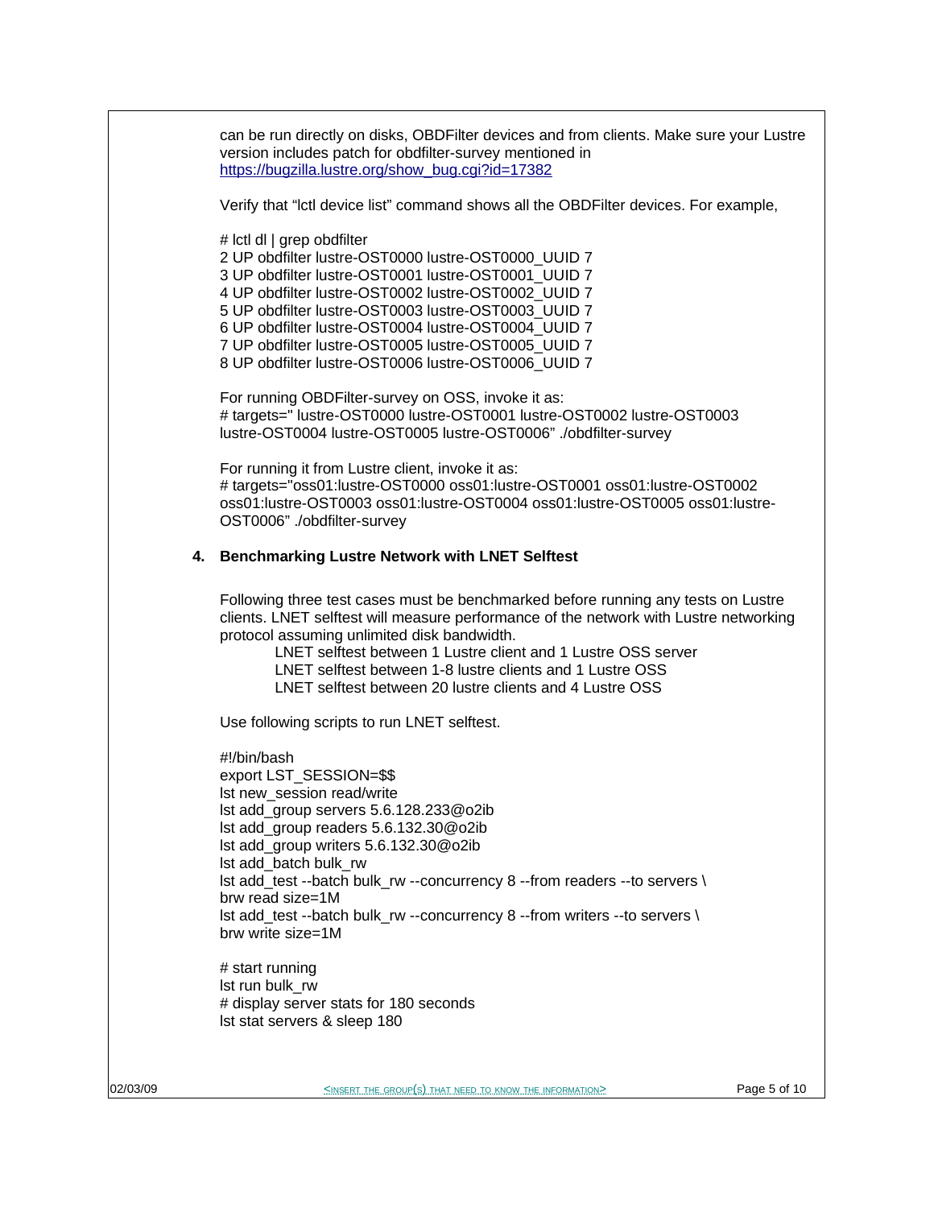can be run directly on disks, OBDFilter devices and from clients. Make sure your Lustre version includes patch for obdfilter-survey mentioned in https://bugzilla.lustre.org/show_bug.cgi?id=17382

Verify that "lctl device list" command shows all the OBDFilter devices. For example,

```
# lctl dl | grep obdfilter
2 UP obdfilter lustre-OST0000 lustre-OST0000_UUID 7
3 UP obdfilter lustre-OST0001 lustre-OST0001_UUID 7
4 UP obdfilter lustre-OST0002 lustre-OST0002_UUID 7
5 UP obdfilter lustre-OST0003 lustre-OST0003_UUID 7
6 UP obdfilter lustre-OST0004 lustre-OST0004_UUID 7
7 UP obdfilter lustre-OST0005 lustre-OST0005_UUID 7
8 UP obdfilter lustre-OST0006 lustre-OST0006_UUID 7
```

For running OBDFilter-survey on OSS, invoke it as:

```
# targets=" lustre-OST0000 lustre-OST0001 lustre-OST0002 lustre-OST0003 lustre-OST0004 lustre-OST0005 lustre-OST0006" ./obdfilter-survey
```

For running it from Lustre client, invoke it as:

```
# targets="oss01:lustre-OST0000 oss01:lustre-OST0001 oss01:lustre-OST0002 oss01:lustre-OST0003 oss01:lustre-OST0004 oss01:lustre-OST0005 oss01:lustre-OST0006" ./obdfilter-survey
```

## 4. Benchmarking Lustre Network with LNET Selftest

Following three test cases must be benchmarked before running any tests on Lustre clients. LNET selftest will measure performance of the network with Lustre networking protocol assuming unlimited disk bandwidth.

- LNET selftest between 1 Lustre client and 1 Lustre OSS server
- LNET selftest between 1-8 lustre clients and 1 Lustre OSS
- LNET selftest between 20 lustre clients and 4 Lustre OSS

Use following scripts to run LNET selftest.

```
#!/bin/bash
export LST_SESSION=$$
lst new_session read/write
lst add_group servers 5.6.128.233@o2ib
lst add_group readers 5.6.132.30@o2ib
lst add_group writers 5.6.132.30@o2ib
lst add_batch bulk_rw
lst add_test --batch bulk_rw --concurrency 8 --from readers --to servers \
brw read size=1M
lst add_test --batch bulk_rw --concurrency 8 --from writers --to servers \
brw write size=1M

# start running
lst run bulk_rw
# display server stats for 180 seconds
lst stat servers & sleep 180
```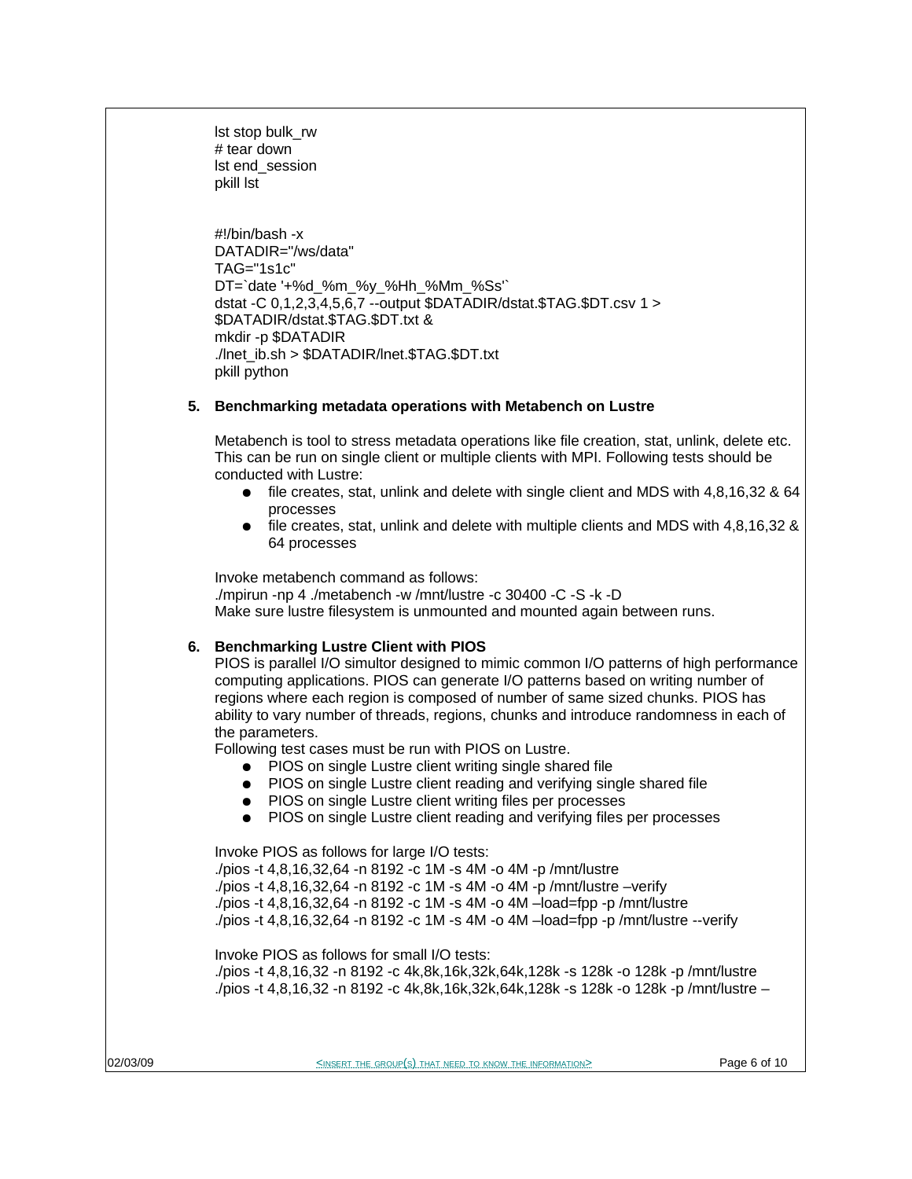```
lst stop bulk_rw
# tear down
lst end_session
pkill lst
```

```
#!/bin/bash -x
DATADIR="/ws/data"
TAG="1s1c"
DT=`date '+%d_%m_%y_%Hh_%Mm_%Ss'`
dstat -C 0,1,2,3,4,5,6,7 --output $DATADIR/dstat.$TAG.$DT.csv 1 >
$DATADIR/dstat.$TAG.$DT.txt &
mkdir -p $DATADIR
./lnet_ib.sh > $DATADIR/lnet.$TAG.$DT.txt
pkill python
```

## 5. Benchmarking metadata operations with Metabench on Lustre

Metabench is tool to stress metadata operations like file creation, stat, unlink, delete etc. This can be run on single client or multiple clients with MPI. Following tests should be conducted with Lustre:

- file creates, stat, unlink and delete with single client and MDS with 4,8,16,32 & 64 processes
- file creates, stat, unlink and delete with multiple clients and MDS with 4,8,16,32 & 64 processes

Invoke metabench command as follows:

```
./mpirun -np 4 ./metabench -w /mnt/lustre -c 30400 -C -S -k -D
```

Make sure lustre filesystem is unmounted and mounted again between runs.

## 6. Benchmarking Lustre Client with PIOS

PIOS is parallel I/O simultor designed to mimic common I/O patterns of high performance computing applications. PIOS can generate I/O patterns based on writing number of regions where each region is composed of number of same sized chunks. PIOS has ability to vary number of threads, regions, chunks and introduce randomness in each of the parameters.

Following test cases must be run with PIOS on Lustre.

- PIOS on single Lustre client writing single shared file
- PIOS on single Lustre client reading and verifying single shared file
- PIOS on single Lustre client writing files per processes
- PIOS on single Lustre client reading and verifying files per processes

Invoke PIOS as follows for large I/O tests:

```
./pios -t 4,8,16,32,64 -n 8192 -c 1M -s 4M -o 4M -p /mnt/lustre
./pios -t 4,8,16,32,64 -n 8192 -c 1M -s 4M -o 4M -p /mnt/lustre –verify
./pios -t 4,8,16,32,64 -n 8192 -c 1M -s 4M -o 4M –load=fpp -p /mnt/lustre
./pios -t 4,8,16,32,64 -n 8192 -c 1M -s 4M -o 4M –load=fpp -p /mnt/lustre --verify
```

Invoke PIOS as follows for small I/O tests:

```
./pios -t 4,8,16,32 -n 8192 -c 4k,8k,16k,32k,64k,128k -s 128k -o 128k -p /mnt/lustre
./pios -t 4,8,16,32 -n 8192 -c 4k,8k,16k,32k,64k,128k -s 128k -o 128k -p /mnt/lustre –
```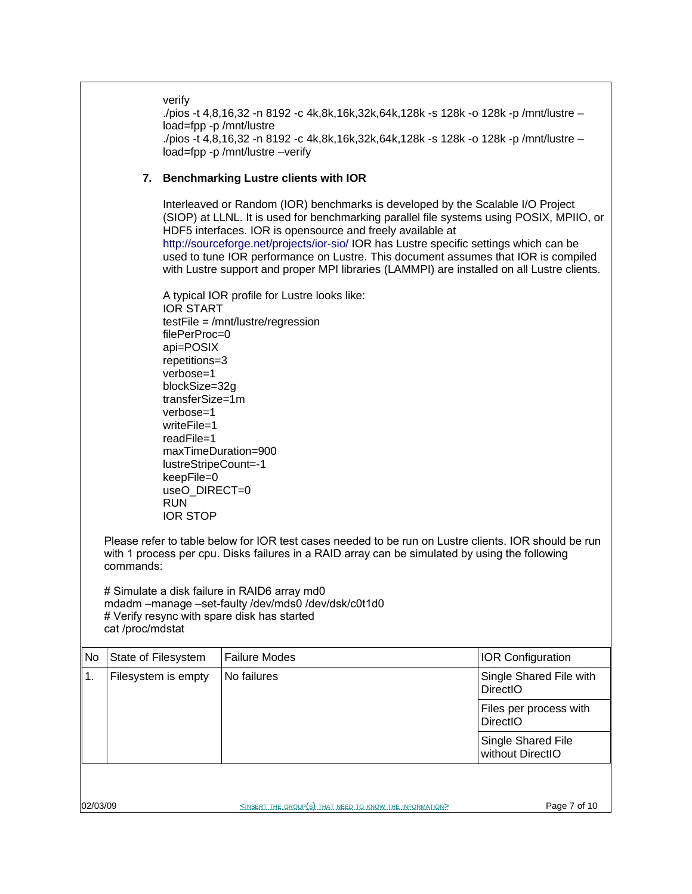verify
./pios -t 4,8,16,32 -n 8192 -c 4k,8k,16k,32k,64k,128k -s 128k -o 128k -p /mnt/lustre –load=fpp -p /mnt/lustre
./pios -t 4,8,16,32 -n 8192 -c 4k,8k,16k,32k,64k,128k -s 128k -o 128k -p /mnt/lustre –load=fpp -p /mnt/lustre –verify

### 7. Benchmarking Lustre clients with IOR

Interleaved or Random (IOR) benchmarks is developed by the Scalable I/O Project (SIOP) at LLNL. It is used for benchmarking parallel file systems using POSIX, MPIIO, or HDF5 interfaces. IOR is opensource and freely available at http://sourceforge.net/projects/ior-sio/ IOR has Lustre specific settings which can be used to tune IOR performance on Lustre. This document assumes that IOR is compiled with Lustre support and proper MPI libraries (LAMMPI) are installed on all Lustre clients.

A typical IOR profile for Lustre looks like:

```
IOR START
testFile = /mnt/lustre/regression
filePerProc=0
api=POSIX
repetitions=3
verbose=1
blockSize=32g
transferSize=1m
verbose=1
writeFile=1
readFile=1
maxTimeDuration=900
lustreStripeCount=-1
keepFile=0
useO_DIRECT=0
RUN
IOR STOP
```

Please refer to table below for IOR test cases needed to be run on Lustre clients. IOR should be run with 1 process per cpu. Disks failures in a RAID array can be simulated by using the following commands:

```
# Simulate a disk failure in RAID6 array md0
mdadm –manage –set-faulty /dev/mds0 /dev/dsk/c0t1d0
# Verify resync with spare disk has started
cat /proc/mdstat
```

| No | State of Filesystem | Failure Modes | IOR Configuration |
|---|---|---|---|
| 1. | Filesystem is empty | No failures | Single Shared File with DirectIO |
| | | | Files per process with DirectIO |
| | | | Single Shared File without DirectIO |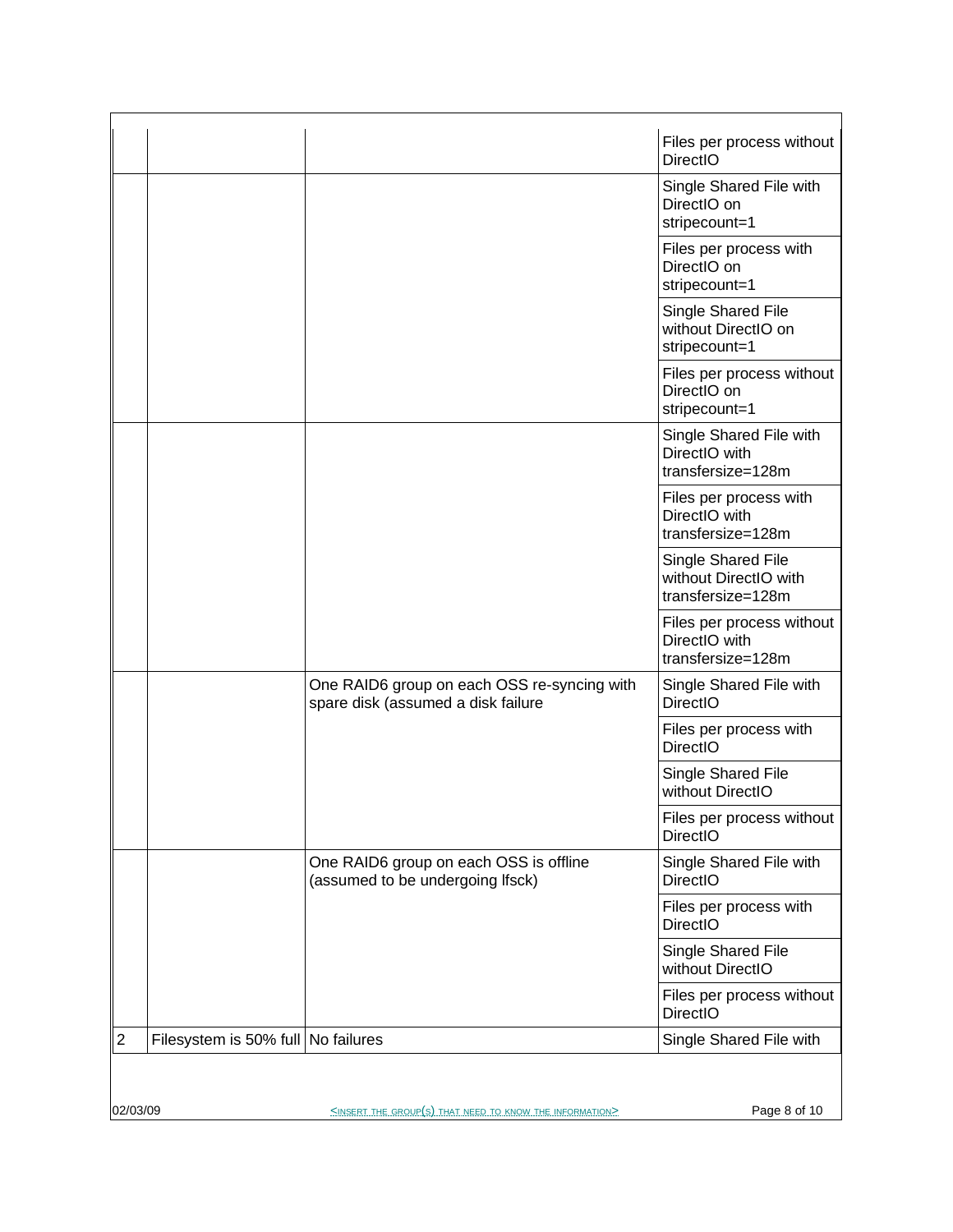| | | | |
|---|---|---|---|
| | | | Files per process without DirectIO |
| | | | Single Shared File with DirectIO on stripecount=1 |
| | | | Files per process with DirectIO on stripecount=1 |
| | | | Single Shared File without DirectIO on stripecount=1 |
| | | | Files per process without DirectIO on stripecount=1 |
| | | | Single Shared File with DirectIO with transfersize=128m |
| | | | Files per process with DirectIO with transfersize=128m |
| | | | Single Shared File without DirectIO with transfersize=128m |
| | | | Files per process without DirectIO with transfersize=128m |
| | | One RAID6 group on each OSS re-syncing with spare disk (assumed a disk failure | Single Shared File with DirectIO |
| | | | Files per process with DirectIO |
| | | | Single Shared File without DirectIO |
| | | | Files per process without DirectIO |
| | | One RAID6 group on each OSS is offline (assumed to be undergoing lfsck) | Single Shared File with DirectIO |
| | | | Files per process with DirectIO |
| | | | Single Shared File without DirectIO |
| | | | Files per process without DirectIO |
| 2 | Filesystem is 50% full | No failures | Single Shared File with |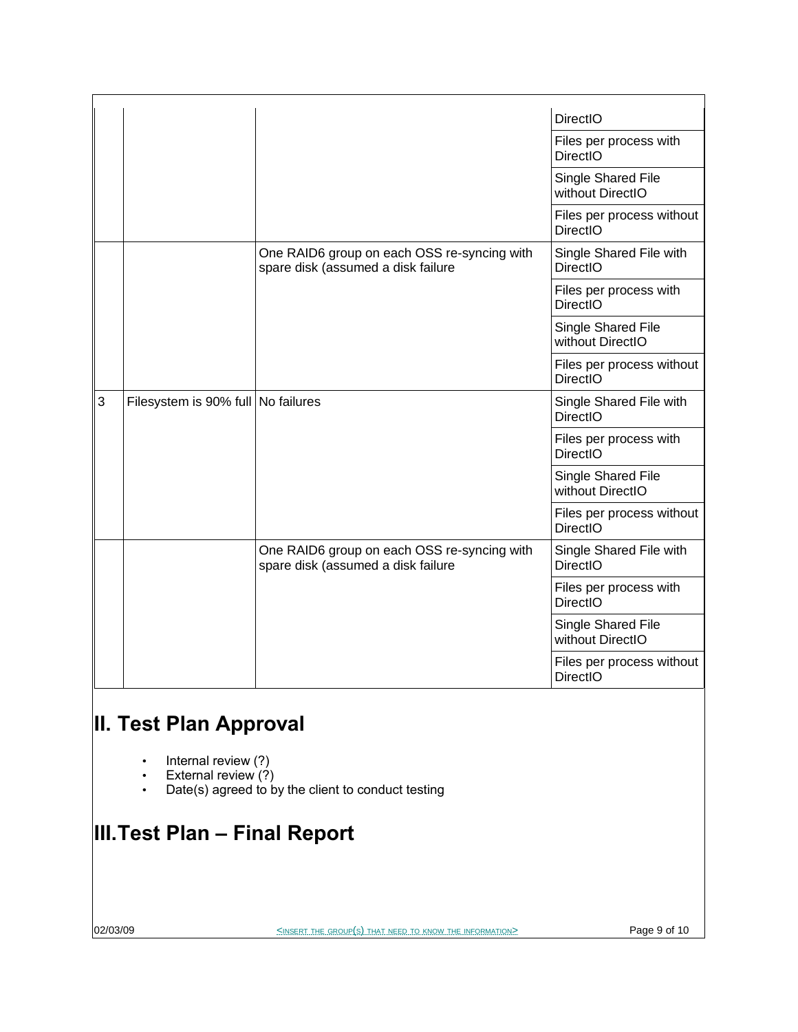| | | | |
|---|---|---|---|
| | | | DirectIO |
| | | | Files per process with DirectIO |
| | | | Single Shared File without DirectIO |
| | | | Files per process without DirectIO |
| | | One RAID6 group on each OSS re-syncing with spare disk (assumed a disk failure | Single Shared File with DirectIO |
| | | | Files per process with DirectIO |
| | | | Single Shared File without DirectIO |
| | | | Files per process without DirectIO |
| 3 | Filesystem is 90% full | No failures | Single Shared File with DirectIO |
| | | | Files per process with DirectIO |
| | | | Single Shared File without DirectIO |
| | | | Files per process without DirectIO |
| | | One RAID6 group on each OSS re-syncing with spare disk (assumed a disk failure | Single Shared File with DirectIO |
| | | | Files per process with DirectIO |
| | | | Single Shared File without DirectIO |
| | | | Files per process without DirectIO |

# II. Test Plan Approval

- Internal review (?)
- External review (?)
- Date(s) agreed to by the client to conduct testing

# III. Test Plan – Final Report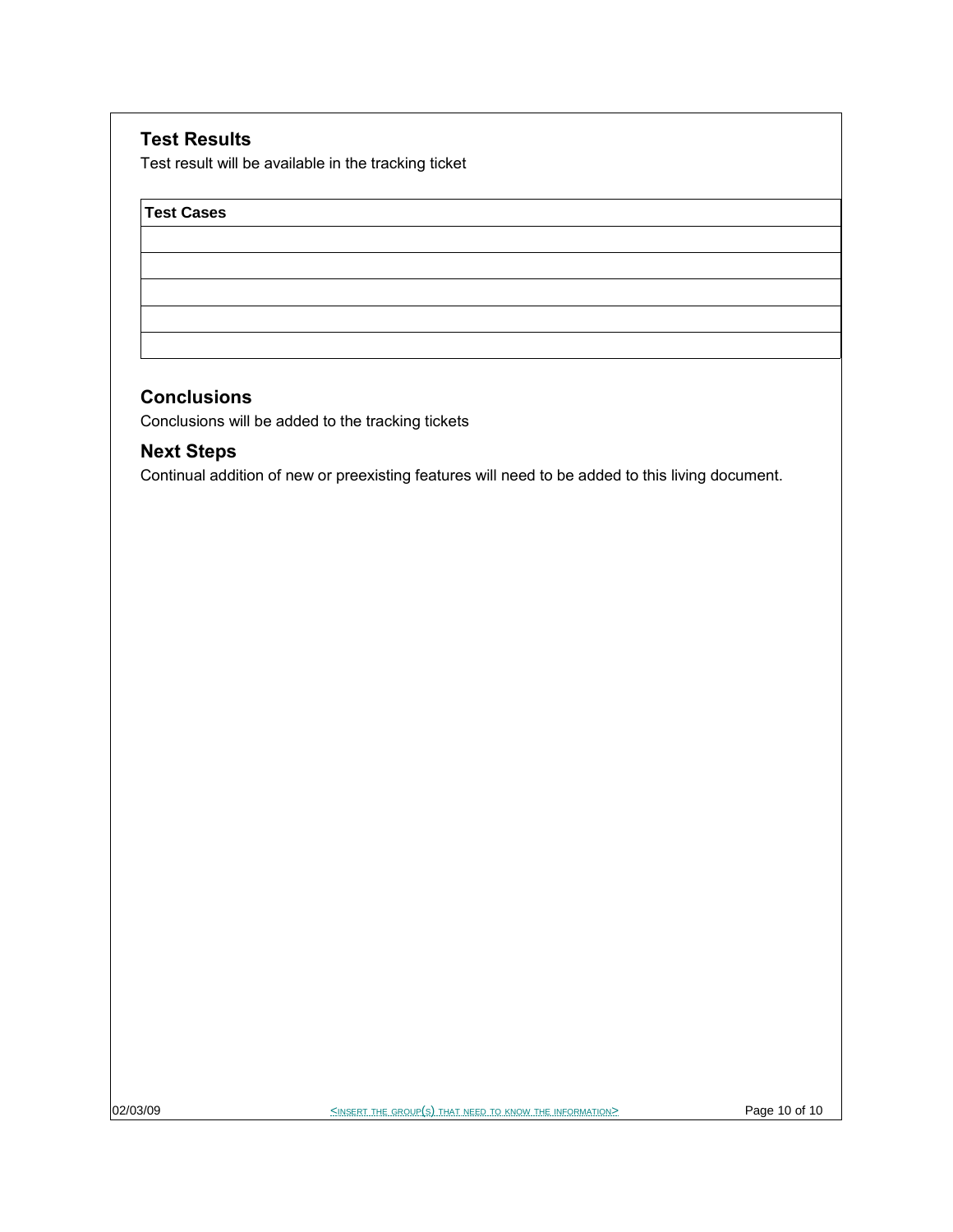## Test Results

Test result will be available in the tracking ticket

| Test Cases |
|---|
| |
| |
| |
| |
| |

## Conclusions

Conclusions will be added to the tracking tickets

## Next Steps

Continual addition of new or preexisting features will need to be added to this living document.